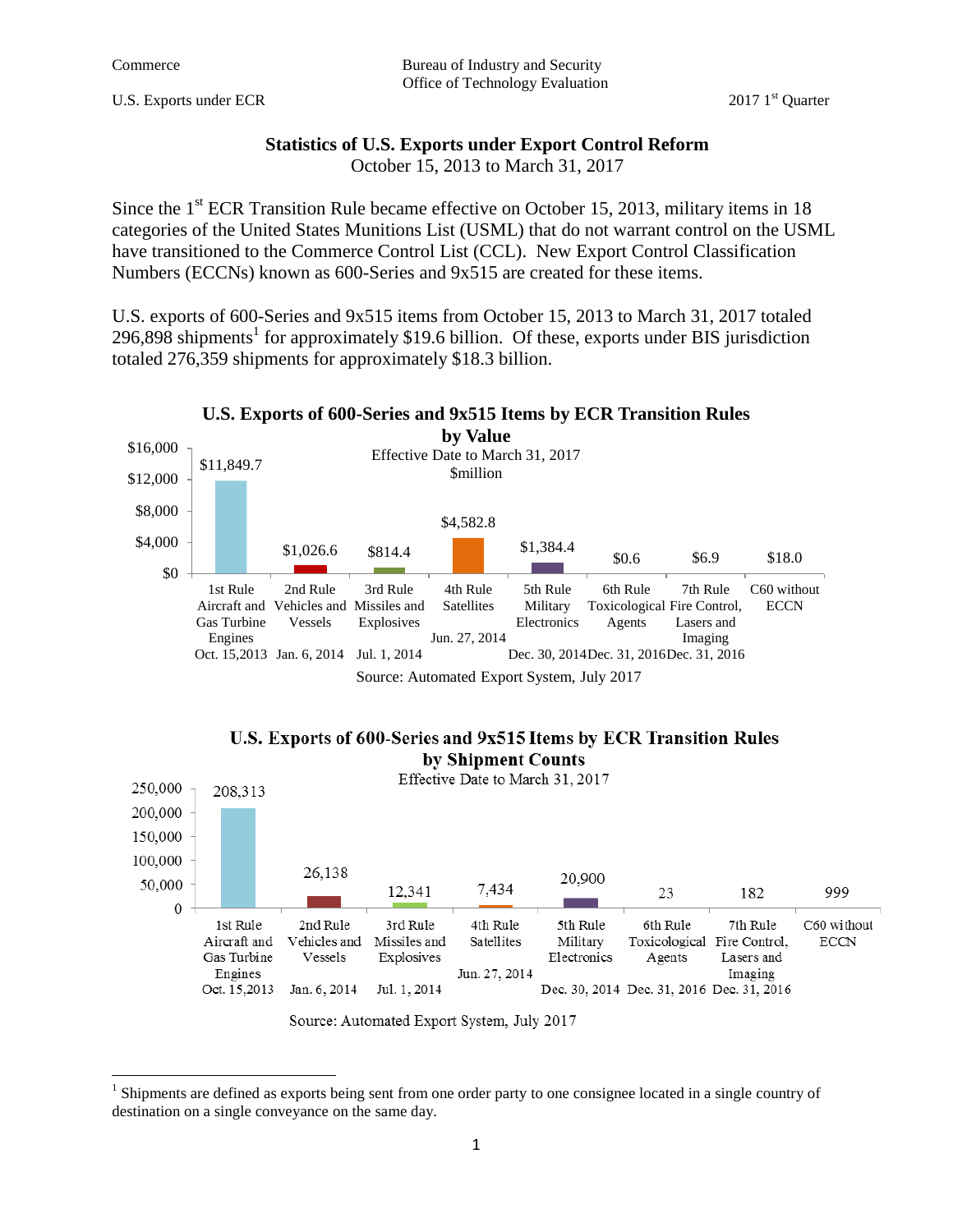# Statistics of U.S. Exports under Export Control Reform

October 15, 2013 to March 31, 2017

Since the 1st ECR Transition Rule became effective on October 15, 2013, military items in 18 categories of the United States Munitions List (USML) that do not warrant control on the USML have transitioned to the Commerce Control List (CCL). New Export Control Classification Numbers (ECCNs) known as 600-Series and 9x515 are created for these items.

U.S. exports of 600-Series and 9x515 items from October 15, 2013 to March 31, 2017 totaled 296,898 shipments[1] for approximately $19.6 billion. Of these, exports under BIS jurisdiction totaled 276,359 shipments for approximately $18.3 billion.

**U.S. Exports of 600-Series and 9x515 Items by ECR Transition Rules by Value**

Effective Date to March 31, 2017

$million

| Rule | Effective Date | Value ($million) |
|---|---|---|
| 1st Rule Aircraft and Gas Turbine Engines | Oct. 15,2013 | $11,849.7 |
| 2nd Rule Vehicles and Vessels | Jan. 6, 2014 | $1,026.6 |
| 3rd Rule Missiles and Explosives | Jul. 1, 2014 | $814.4 |
| 4th Rule Satellites | Jun. 27, 2014 | $4,582.8 |
| 5th Rule Military Electronics | Dec. 30, 2014 | $1,384.4 |
| 6th Rule Toxicological Agents | Dec. 31, 2016 | $0.6 |
| 7th Rule Fire Control, Lasers and Imaging | Dec. 31, 2016 | $6.9 |
| C60 without ECCN | | $18.0 |

Source: Automated Export System, July 2017

**U.S. Exports of 600-Series and 9x515 Items by ECR Transition Rules by Shipment Counts**

Effective Date to March 31, 2017

| Rule | Effective Date | Shipment Counts |
|---|---|---|
| 1st Rule Aircraft and Gas Turbine Engines | Oct. 15,2013 | 208,313 |
| 2nd Rule Vehicles and Vessels | Jan. 6, 2014 | 26,138 |
| 3rd Rule Missiles and Explosives | Jul. 1, 2014 | 12,341 |
| 4th Rule Satellites | Jun. 27, 2014 | 7,434 |
| 5th Rule Military Electronics | Dec. 30, 2014 | 20,900 |
| 6th Rule Toxicological Agents | Dec. 31, 2016 | 23 |
| 7th Rule Fire Control, Lasers and Imaging | Dec. 31, 2016 | 182 |
| C60 without ECCN | | 999 |

Source: Automated Export System, July 2017

[1] Shipments are defined as exports being sent from one order party to one consignee located in a single country of destination on a single conveyance on the same day.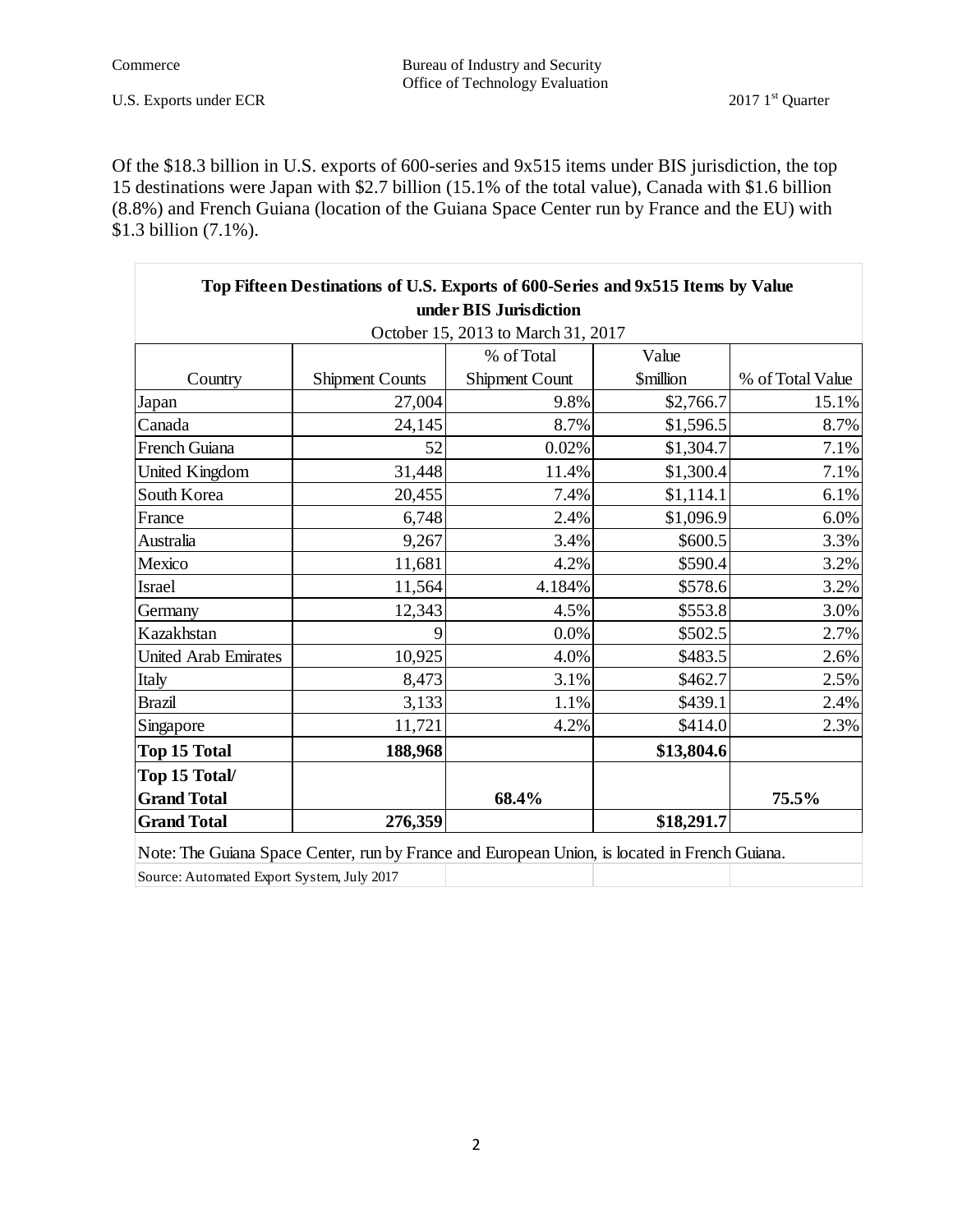Of the $18.3 billion in U.S. exports of 600-series and 9x515 items under BIS jurisdiction, the top 15 destinations were Japan with $2.7 billion (15.1% of the total value), Canada with $1.6 billion (8.8%) and French Guiana (location of the Guiana Space Center run by France and the EU) with $1.3 billion (7.1%).

**Top Fifteen Destinations of U.S. Exports of 600-Series and 9x515 Items by Value under BIS Jurisdiction**

October 15, 2013 to March 31, 2017

| Country | Shipment Counts | % of Total Shipment Count | Value $million | % of Total Value |
|---|---|---|---|---|
| Japan | 27,004 | 9.8% | $2,766.7 | 15.1% |
| Canada | 24,145 | 8.7% | $1,596.5 | 8.7% |
| French Guiana | 52 | 0.02% | $1,304.7 | 7.1% |
| United Kingdom | 31,448 | 11.4% | $1,300.4 | 7.1% |
| South Korea | 20,455 | 7.4% | $1,114.1 | 6.1% |
| France | 6,748 | 2.4% | $1,096.9 | 6.0% |
| Australia | 9,267 | 3.4% | $600.5 | 3.3% |
| Mexico | 11,681 | 4.2% | $590.4 | 3.2% |
| Israel | 11,564 | 4.184% | $578.6 | 3.2% |
| Germany | 12,343 | 4.5% | $553.8 | 3.0% |
| Kazakhstan | 9 | 0.0% | $502.5 | 2.7% |
| United Arab Emirates | 10,925 | 4.0% | $483.5 | 2.6% |
| Italy | 8,473 | 3.1% | $462.7 | 2.5% |
| Brazil | 3,133 | 1.1% | $439.1 | 2.4% |
| Singapore | 11,721 | 4.2% | $414.0 | 2.3% |
| **Top 15 Total** | **188,968** | | **$13,804.6** | |
| **Top 15 Total/ Grand Total** | | **68.4%** | | **75.5%** |
| **Grand Total** | **276,359** | | **$18,291.7** | |

Note: The Guiana Space Center, run by France and European Union, is located in French Guiana.

Source: Automated Export System, July 2017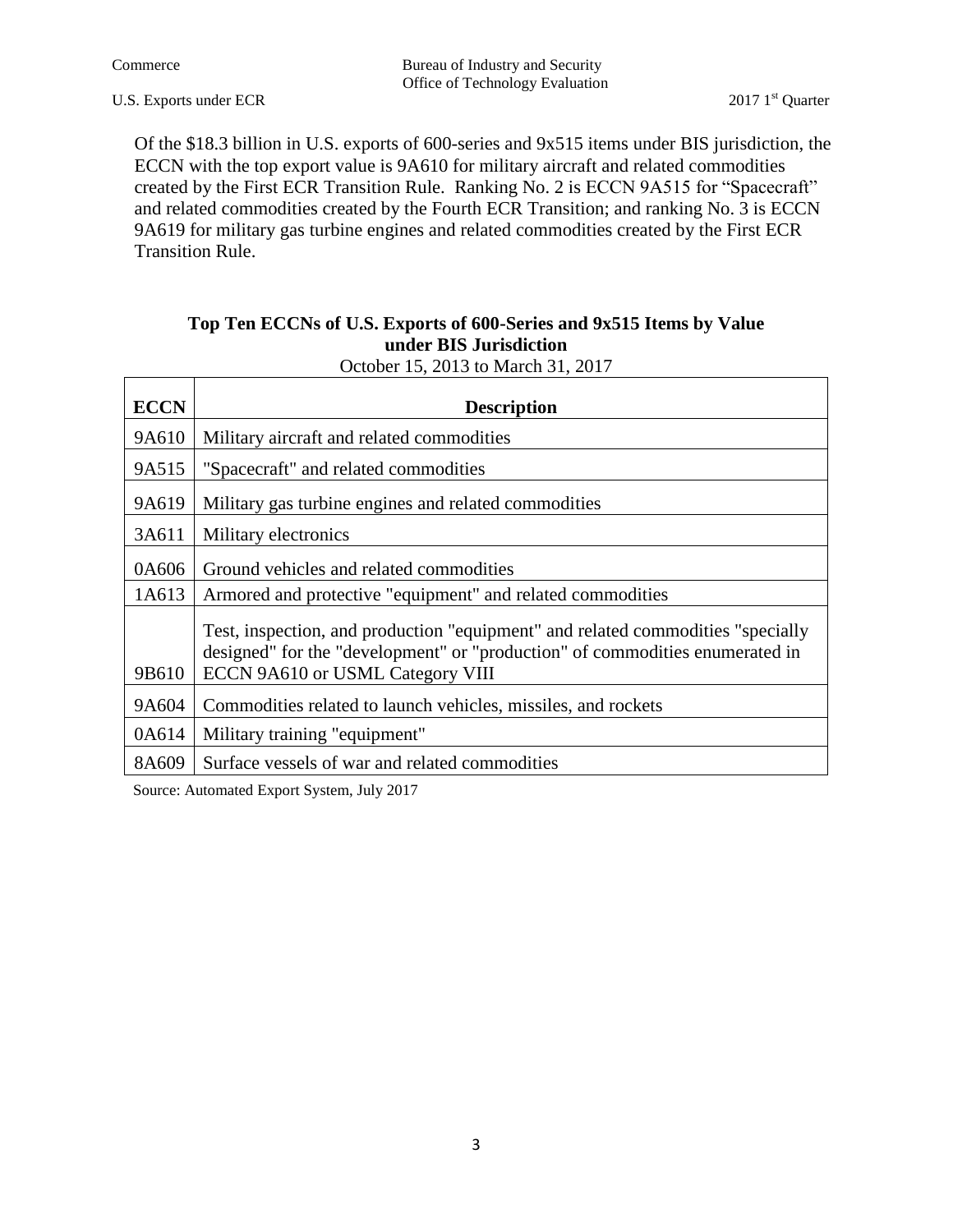Of the $18.3 billion in U.S. exports of 600-series and 9x515 items under BIS jurisdiction, the ECCN with the top export value is 9A610 for military aircraft and related commodities created by the First ECR Transition Rule. Ranking No. 2 is ECCN 9A515 for "Spacecraft" and related commodities created by the Fourth ECR Transition; and ranking No. 3 is ECCN 9A619 for military gas turbine engines and related commodities created by the First ECR Transition Rule.

**Top Ten ECCNs of U.S. Exports of 600-Series and 9x515 Items by Value under BIS Jurisdiction**

October 15, 2013 to March 31, 2017

| ECCN | Description |
|---|---|
| 9A610 | Military aircraft and related commodities |
| 9A515 | "Spacecraft" and related commodities |
| 9A619 | Military gas turbine engines and related commodities |
| 3A611 | Military electronics |
| 0A606 | Ground vehicles and related commodities |
| 1A613 | Armored and protective "equipment" and related commodities |
| 9B610 | Test, inspection, and production "equipment" and related commodities "specially designed" for the "development" or "production" of commodities enumerated in ECCN 9A610 or USML Category VIII |
| 9A604 | Commodities related to launch vehicles, missiles, and rockets |
| 0A614 | Military training "equipment" |
| 8A609 | Surface vessels of war and related commodities |

Source: Automated Export System, July 2017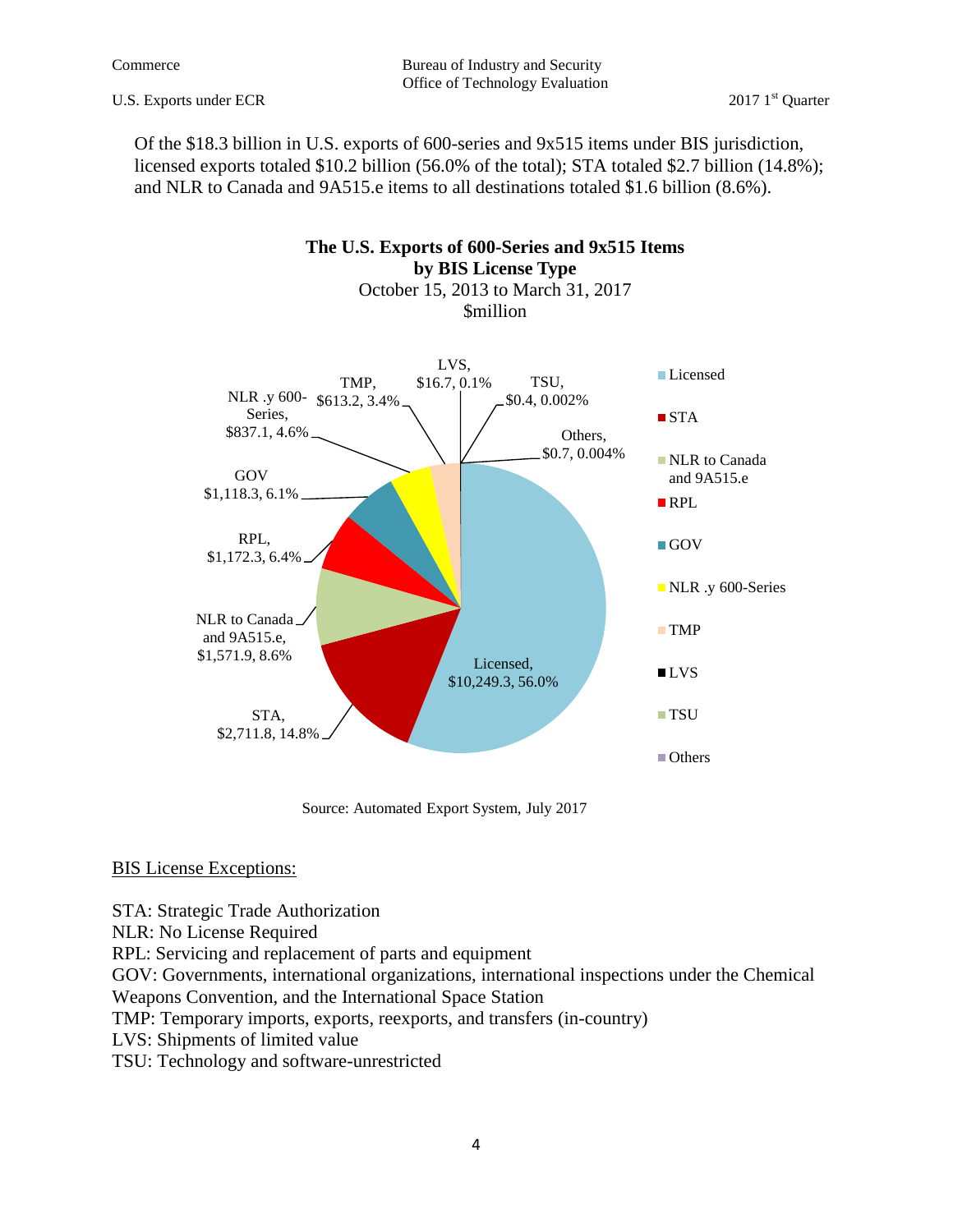Of the $18.3 billion in U.S. exports of 600-series and 9x515 items under BIS jurisdiction, licensed exports totaled $10.2 billion (56.0% of the total); STA totaled $2.7 billion (14.8%); and NLR to Canada and 9A515.e items to all destinations totaled $1.6 billion (8.6%).

**The U.S. Exports of 600-Series and 9x515 Items by BIS License Type**

October 15, 2013 to March 31, 2017

$million

Licensed, $10,249.3, 56.0%

STA, $2,711.8, 14.8%

NLR to Canada and 9A515.e, $1,571.9, 8.6%

RPL, $1,172.3, 6.4%

GOV $1,118.3, 6.1%

NLR .y 600-Series, $837.1, 4.6%

TMP, $613.2, 3.4%

LVS, $16.7, 0.1%

TSU, $0.4, 0.002%

Others, $0.7, 0.004%

Licensed
STA
NLR to Canada and 9A515.e
RPL
GOV
NLR .y 600-Series
TMP
LVS
TSU
Others

Source: Automated Export System, July 2017

BIS License Exceptions:

STA: Strategic Trade Authorization
NLR: No License Required
RPL: Servicing and replacement of parts and equipment
GOV: Governments, international organizations, international inspections under the Chemical Weapons Convention, and the International Space Station
TMP: Temporary imports, exports, reexports, and transfers (in-country)
LVS: Shipments of limited value
TSU: Technology and software-unrestricted